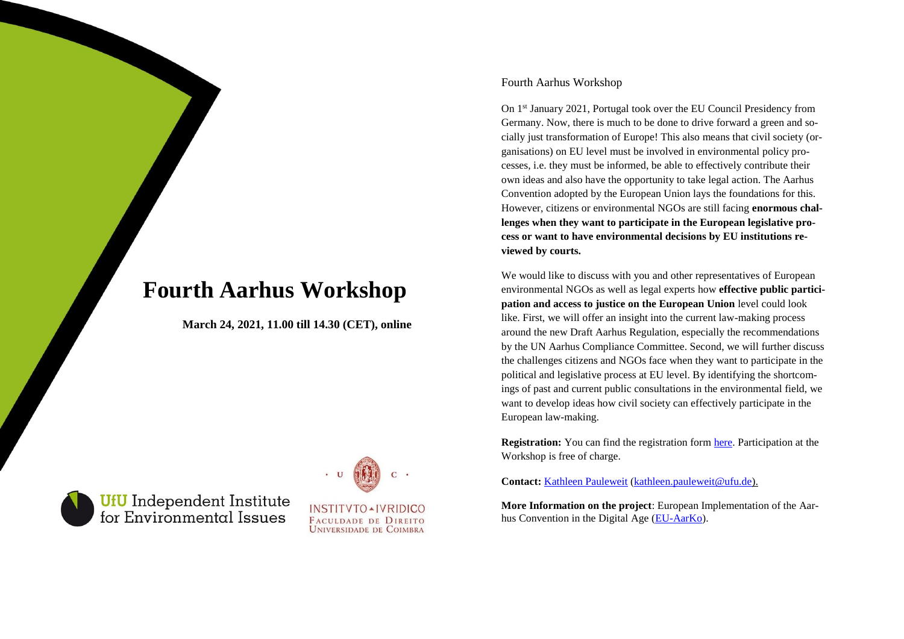# Fourth Aarhus Workshop

**March 24, 2021, 11.00 till 14.30 (CET), online**

UfU Independent Institute for Environmental Issues

INSTITVTO IVRIDICO
FACULDADE DE DIREITO
UNIVERSIDADE DE COIMBRA

Fourth Aarhus Workshop

On 1st January 2021, Portugal took over the EU Council Presidency from Germany. Now, there is much to be done to drive forward a green and socially just transformation of Europe! This also means that civil society (organisations) on EU level must be involved in environmental policy processes, i.e. they must be informed, be able to effectively contribute their own ideas and also have the opportunity to take legal action. The Aarhus Convention adopted by the European Union lays the foundations for this. However, citizens or environmental NGOs are still facing **enormous challenges when they want to participate in the European legislative process or want to have environmental decisions by EU institutions reviewed by courts.**

We would like to discuss with you and other representatives of European environmental NGOs as well as legal experts how **effective public participation and access to justice on the European Union** level could look like. First, we will offer an insight into the current law-making process around the new Draft Aarhus Regulation, especially the recommendations by the UN Aarhus Compliance Committee. Second, we will further discuss the challenges citizens and NGOs face when they want to participate in the political and legislative process at EU level. By identifying the shortcomings of past and current public consultations in the environmental field, we want to develop ideas how civil society can effectively participate in the European law-making.

**Registration:** You can find the registration form here. Participation at the Workshop is free of charge.

**Contact:** Kathleen Pauleweit (kathleen.pauleweit@ufu.de).

**More Information on the project**: European Implementation of the Aarhus Convention in the Digital Age (EU-AarKo).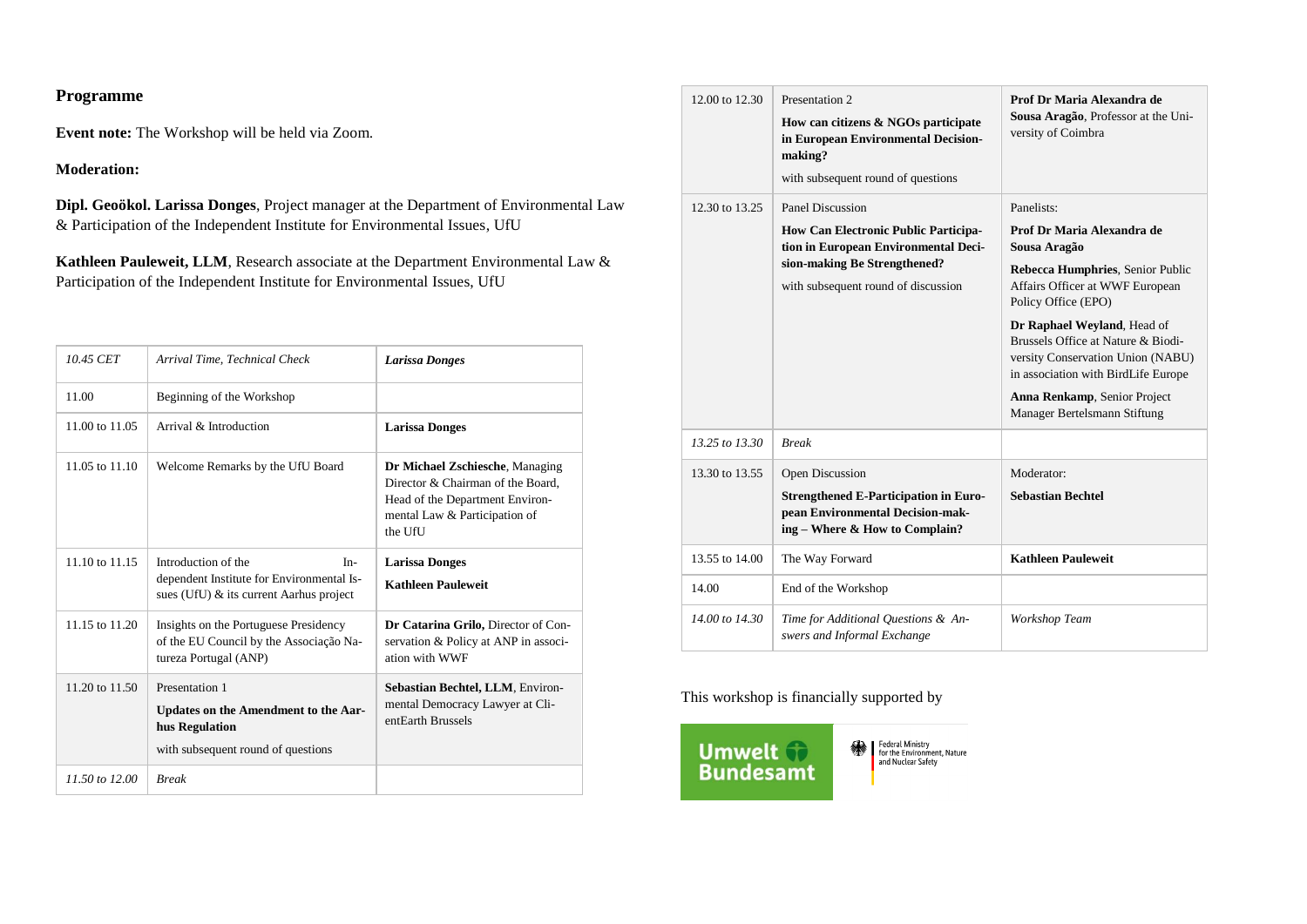## Programme

**Event note:** The Workshop will be held via Zoom.

**Moderation:**

**Dipl. Geoökol. Larissa Donges**, Project manager at the Department of Environmental Law & Participation of the Independent Institute for Environmental Issues, UfU

**Kathleen Pauleweit, LLM**, Research associate at the Department Environmental Law & Participation of the Independent Institute for Environmental Issues, UfU

| | | |
|---|---|---|
| *10.45 CET* | *Arrival Time, Technical Check* | ***Larissa Donges*** |
| 11.00 | Beginning of the Workshop | |
| 11.00 to 11.05 | Arrival & Introduction | **Larissa Donges** |
| 11.05 to 11.10 | Welcome Remarks by the UfU Board | **Dr Michael Zschiesche**, Managing Director & Chairman of the Board, Head of the Department Environmental Law & Participation of the UfU |
| 11.10 to 11.15 | Introduction of the Independent Institute for Environmental Issues (UfU) & its current Aarhus project | **Larissa Donges**<br>**Kathleen Pauleweit** |
| 11.15 to 11.20 | Insights on the Portuguese Presidency of the EU Council by the Associação Natureza Portugal (ANP) | **Dr Catarina Grilo,** Director of Conservation & Policy at ANP in association with WWF |
| 11.20 to 11.50 | Presentation 1<br>**Updates on the Amendment to the Aarhus Regulation**<br>with subsequent round of questions | **Sebastian Bechtel, LLM**, Environmental Democracy Lawyer at ClientEarth Brussels |
| *11.50 to 12.00* | *Break* | |
| 12.00 to 12.30 | Presentation 2<br>**How can citizens & NGOs participate in European Environmental Decision-making?**<br>with subsequent round of questions | **Prof Dr Maria Alexandra de Sousa Aragão**, Professor at the University of Coimbra |
| 12.30 to 13.25 | Panel Discussion<br>**How Can Electronic Public Participation in European Environmental Decision-making Be Strengthened?**<br>with subsequent round of discussion | Panelists:<br>**Prof Dr Maria Alexandra de Sousa Aragão**<br>**Rebecca Humphries**, Senior Public Affairs Officer at WWF European Policy Office (EPO)<br>**Dr Raphael Weyland**, Head of Brussels Office at Nature & Biodiversity Conservation Union (NABU) in association with BirdLife Europe<br>**Anna Renkamp**, Senior Project Manager Bertelsmann Stiftung |
| *13.25 to 13.30* | *Break* | |
| 13.30 to 13.55 | Open Discussion<br>**Strengthened E-Participation in European Environmental Decision-making – Where & How to Complain?** | Moderator:<br>**Sebastian Bechtel** |
| 13.55 to 14.00 | The Way Forward | **Kathleen Pauleweit** |
| 14.00 | End of the Workshop | |
| *14.00 to 14.30* | *Time for Additional Questions & Answers and Informal Exchange* | *Workshop Team* |

This workshop is financially supported by

Umwelt Bundesamt

Federal Ministry for the Environment, Nature and Nuclear Safety